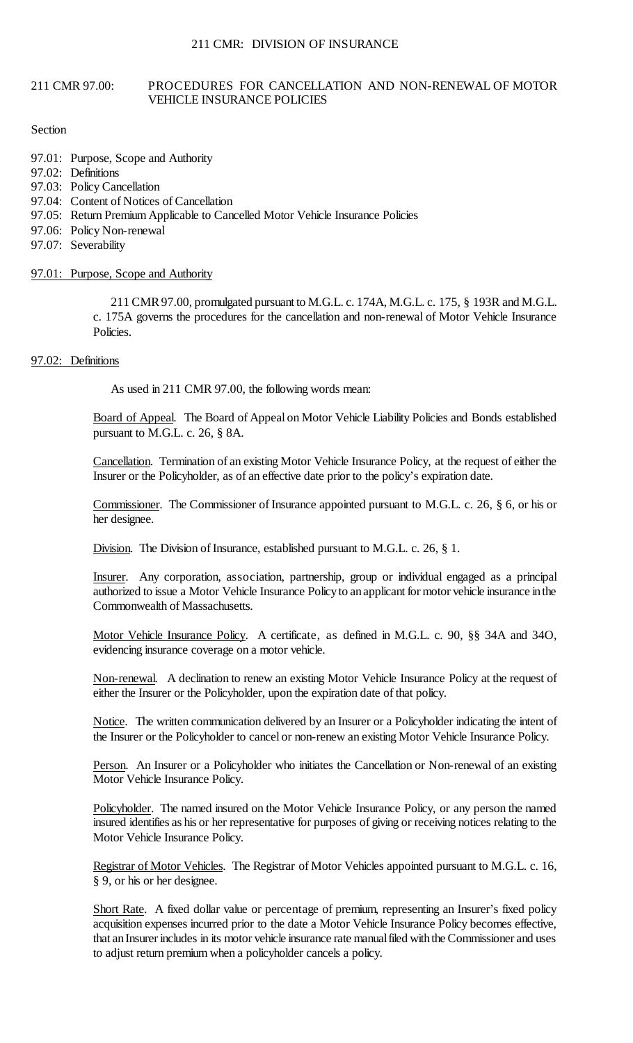## 211 CMR 97.00: PROCEDURES FOR CANCELLATION AND NON-RENEWAL OF MOTOR VEHICLE INSURANCE POLICIES

Section

97.01: Purpose, Scope and Authority
97.02: Definitions
97.03: Policy Cancellation
97.04: Content of Notices of Cancellation
97.05: Return Premium Applicable to Cancelled Motor Vehicle Insurance Policies
97.06: Policy Non-renewal
97.07: Severability

### 97.01: Purpose, Scope and Authority

211 CMR 97.00, promulgated pursuant to M.G.L. c. 174A, M.G.L. c. 175, § 193R and M.G.L. c. 175A governs the procedures for the cancellation and non-renewal of Motor Vehicle Insurance Policies.

### 97.02: Definitions

As used in 211 CMR 97.00, the following words mean:

Board of Appeal. The Board of Appeal on Motor Vehicle Liability Policies and Bonds established pursuant to M.G.L. c. 26, § 8A.

Cancellation. Termination of an existing Motor Vehicle Insurance Policy, at the request of either the Insurer or the Policyholder, as of an effective date prior to the policy's expiration date.

Commissioner. The Commissioner of Insurance appointed pursuant to M.G.L. c. 26, § 6, or his or her designee.

Division. The Division of Insurance, established pursuant to M.G.L. c. 26, § 1.

Insurer. Any corporation, association, partnership, group or individual engaged as a principal authorized to issue a Motor Vehicle Insurance Policy to an applicant for motor vehicle insurance in the Commonwealth of Massachusetts.

Motor Vehicle Insurance Policy. A certificate, as defined in M.G.L. c. 90, §§ 34A and 34O, evidencing insurance coverage on a motor vehicle.

Non-renewal. A declination to renew an existing Motor Vehicle Insurance Policy at the request of either the Insurer or the Policyholder, upon the expiration date of that policy.

Notice. The written communication delivered by an Insurer or a Policyholder indicating the intent of the Insurer or the Policyholder to cancel or non-renew an existing Motor Vehicle Insurance Policy.

Person. An Insurer or a Policyholder who initiates the Cancellation or Non-renewal of an existing Motor Vehicle Insurance Policy.

Policyholder. The named insured on the Motor Vehicle Insurance Policy, or any person the named insured identifies as his or her representative for purposes of giving or receiving notices relating to the Motor Vehicle Insurance Policy.

Registrar of Motor Vehicles. The Registrar of Motor Vehicles appointed pursuant to M.G.L. c. 16, § 9, or his or her designee.

Short Rate. A fixed dollar value or percentage of premium, representing an Insurer's fixed policy acquisition expenses incurred prior to the date a Motor Vehicle Insurance Policy becomes effective, that an Insurer includes in its motor vehicle insurance rate manual filed with the Commissioner and uses to adjust return premium when a policyholder cancels a policy.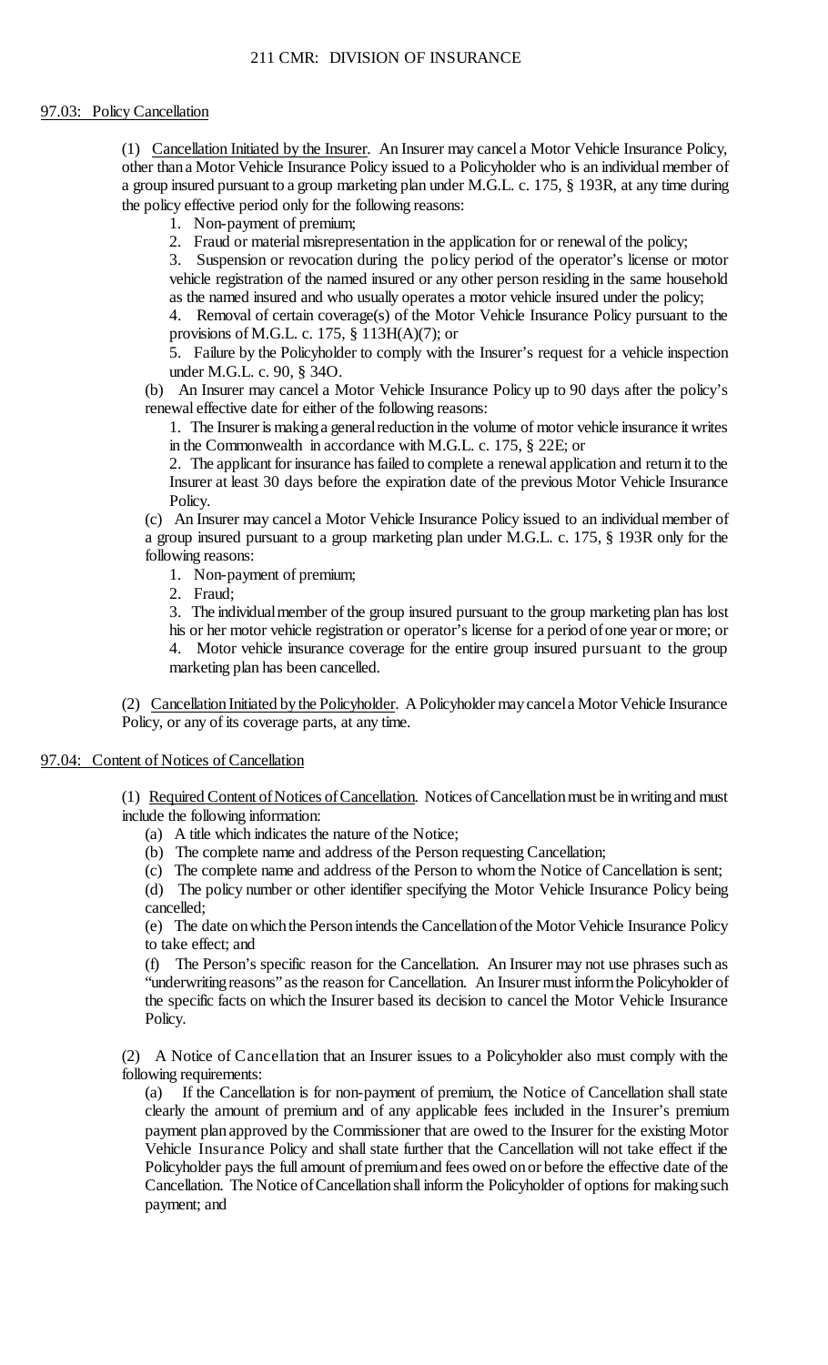## 97.03: Policy Cancellation

(1) Cancellation Initiated by the Insurer. An Insurer may cancel a Motor Vehicle Insurance Policy, other than a Motor Vehicle Insurance Policy issued to a Policyholder who is an individual member of a group insured pursuant to a group marketing plan under M.G.L. c. 175, § 193R, at any time during the policy effective period only for the following reasons:

1. Non-payment of premium;
2. Fraud or material misrepresentation in the application for or renewal of the policy;
3. Suspension or revocation during the policy period of the operator's license or motor vehicle registration of the named insured or any other person residing in the same household as the named insured and who usually operates a motor vehicle insured under the policy;
4. Removal of certain coverage(s) of the Motor Vehicle Insurance Policy pursuant to the provisions of M.G.L. c. 175, § 113H(A)(7); or
5. Failure by the Policyholder to comply with the Insurer's request for a vehicle inspection under M.G.L. c. 90, § 34O.

(b) An Insurer may cancel a Motor Vehicle Insurance Policy up to 90 days after the policy's renewal effective date for either of the following reasons:

1. The Insurer is making a general reduction in the volume of motor vehicle insurance it writes in the Commonwealth in accordance with M.G.L. c. 175, § 22E; or
2. The applicant for insurance has failed to complete a renewal application and return it to the Insurer at least 30 days before the expiration date of the previous Motor Vehicle Insurance Policy.

(c) An Insurer may cancel a Motor Vehicle Insurance Policy issued to an individual member of a group insured pursuant to a group marketing plan under M.G.L. c. 175, § 193R only for the following reasons:

1. Non-payment of premium;
2. Fraud;
3. The individual member of the group insured pursuant to the group marketing plan has lost his or her motor vehicle registration or operator's license for a period of one year or more; or
4. Motor vehicle insurance coverage for the entire group insured pursuant to the group marketing plan has been cancelled.

(2) Cancellation Initiated by the Policyholder. A Policyholder may cancel a Motor Vehicle Insurance Policy, or any of its coverage parts, at any time.

## 97.04: Content of Notices of Cancellation

(1) Required Content of Notices of Cancellation. Notices of Cancellation must be in writing and must include the following information:

(a) A title which indicates the nature of the Notice;
(b) The complete name and address of the Person requesting Cancellation;
(c) The complete name and address of the Person to whom the Notice of Cancellation is sent;
(d) The policy number or other identifier specifying the Motor Vehicle Insurance Policy being cancelled;
(e) The date on which the Person intends the Cancellation of the Motor Vehicle Insurance Policy to take effect; and
(f) The Person's specific reason for the Cancellation. An Insurer may not use phrases such as "underwriting reasons" as the reason for Cancellation. An Insurer must inform the Policyholder of the specific facts on which the Insurer based its decision to cancel the Motor Vehicle Insurance Policy.

(2) A Notice of Cancellation that an Insurer issues to a Policyholder also must comply with the following requirements:

(a) If the Cancellation is for non-payment of premium, the Notice of Cancellation shall state clearly the amount of premium and of any applicable fees included in the Insurer's premium payment plan approved by the Commissioner that are owed to the Insurer for the existing Motor Vehicle Insurance Policy and shall state further that the Cancellation will not take effect if the Policyholder pays the full amount of premium and fees owed on or before the effective date of the Cancellation. The Notice of Cancellation shall inform the Policyholder of options for making such payment; and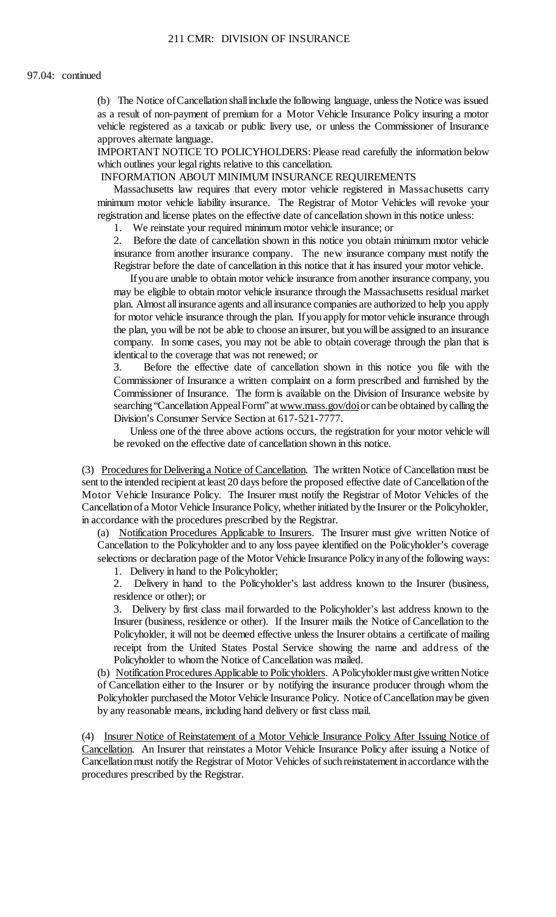97.04: continued

(b) The Notice of Cancellation shall include the following language, unless the Notice was issued as a result of non-payment of premium for a Motor Vehicle Insurance Policy insuring a motor vehicle registered as a taxicab or public livery use, or unless the Commissioner of Insurance approves alternate language.

IMPORTANT NOTICE TO POLICYHOLDERS: Please read carefully the information below which outlines your legal rights relative to this cancellation.

INFORMATION ABOUT MINIMUM INSURANCE REQUIREMENTS

Massachusetts law requires that every motor vehicle registered in Massachusetts carry minimum motor vehicle liability insurance. The Registrar of Motor Vehicles will revoke your registration and license plates on the effective date of cancellation shown in this notice unless:

1. We reinstate your required minimum motor vehicle insurance; or

2. Before the date of cancellation shown in this notice you obtain minimum motor vehicle insurance from another insurance company. The new insurance company must notify the Registrar before the date of cancellation in this notice that it has insured your motor vehicle.

If you are unable to obtain motor vehicle insurance from another insurance company, you may be eligible to obtain motor vehicle insurance through the Massachusetts residual market plan. Almost all insurance agents and all insurance companies are authorized to help you apply for motor vehicle insurance through the plan. If you apply for motor vehicle insurance through the plan, you will be not be able to choose an insurer, but you will be assigned to an insurance company. In some cases, you may not be able to obtain coverage through the plan that is identical to the coverage that was not renewed; or

3. Before the effective date of cancellation shown in this notice you file with the Commissioner of Insurance a written complaint on a form prescribed and furnished by the Commissioner of Insurance. The form is available on the Division of Insurance website by searching "Cancellation Appeal Form" at www.mass.gov/doi or can be obtained by calling the Division's Consumer Service Section at 617-521-7777.

Unless one of the three above actions occurs, the registration for your motor vehicle will be revoked on the effective date of cancellation shown in this notice.

(3) Procedures for Delivering a Notice of Cancellation. The written Notice of Cancellation must be sent to the intended recipient at least 20 days before the proposed effective date of Cancellation of the Motor Vehicle Insurance Policy. The Insurer must notify the Registrar of Motor Vehicles of the Cancellation of a Motor Vehicle Insurance Policy, whether initiated by the Insurer or the Policyholder, in accordance with the procedures prescribed by the Registrar.

(a) Notification Procedures Applicable to Insurers. The Insurer must give written Notice of Cancellation to the Policyholder and to any loss payee identified on the Policyholder's coverage selections or declaration page of the Motor Vehicle Insurance Policy in any of the following ways:

1. Delivery in hand to the Policyholder;

2. Delivery in hand to the Policyholder's last address known to the Insurer (business, residence or other); or

3. Delivery by first class mail forwarded to the Policyholder's last address known to the Insurer (business, residence or other). If the Insurer mails the Notice of Cancellation to the Policyholder, it will not be deemed effective unless the Insurer obtains a certificate of mailing receipt from the United States Postal Service showing the name and address of the Policyholder to whom the Notice of Cancellation was mailed.

(b) Notification Procedures Applicable to Policyholders. A Policyholder must give written Notice of Cancellation either to the Insurer or by notifying the insurance producer through whom the Policyholder purchased the Motor Vehicle Insurance Policy. Notice of Cancellation may be given by any reasonable means, including hand delivery or first class mail.

(4) Insurer Notice of Reinstatement of a Motor Vehicle Insurance Policy After Issuing Notice of Cancellation. An Insurer that reinstates a Motor Vehicle Insurance Policy after issuing a Notice of Cancellation must notify the Registrar of Motor Vehicles of such reinstatement in accordance with the procedures prescribed by the Registrar.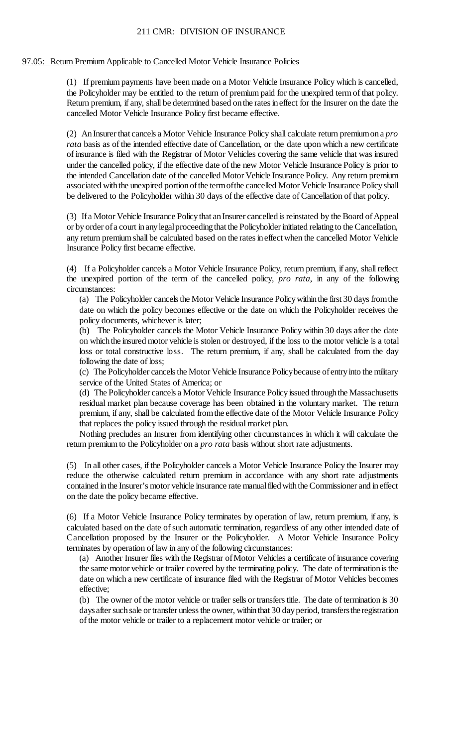## 97.05: Return Premium Applicable to Cancelled Motor Vehicle Insurance Policies

(1) If premium payments have been made on a Motor Vehicle Insurance Policy which is cancelled, the Policyholder may be entitled to the return of premium paid for the unexpired term of that policy. Return premium, if any, shall be determined based on the rates in effect for the Insurer on the date the cancelled Motor Vehicle Insurance Policy first became effective.

(2) An Insurer that cancels a Motor Vehicle Insurance Policy shall calculate return premium on a *pro rata* basis as of the intended effective date of Cancellation, or the date upon which a new certificate of insurance is filed with the Registrar of Motor Vehicles covering the same vehicle that was insured under the cancelled policy, if the effective date of the new Motor Vehicle Insurance Policy is prior to the intended Cancellation date of the cancelled Motor Vehicle Insurance Policy. Any return premium associated with the unexpired portion of the term of the cancelled Motor Vehicle Insurance Policy shall be delivered to the Policyholder within 30 days of the effective date of Cancellation of that policy.

(3) If a Motor Vehicle Insurance Policy that an Insurer cancelled is reinstated by the Board of Appeal or by order of a court in any legal proceeding that the Policyholder initiated relating to the Cancellation, any return premium shall be calculated based on the rates in effect when the cancelled Motor Vehicle Insurance Policy first became effective.

(4) If a Policyholder cancels a Motor Vehicle Insurance Policy, return premium, if any, shall reflect the unexpired portion of the term of the cancelled policy, *pro rata*, in any of the following circumstances:

(a) The Policyholder cancels the Motor Vehicle Insurance Policy within the first 30 days from the date on which the policy becomes effective or the date on which the Policyholder receives the policy documents, whichever is later;

(b) The Policyholder cancels the Motor Vehicle Insurance Policy within 30 days after the date on which the insured motor vehicle is stolen or destroyed, if the loss to the motor vehicle is a total loss or total constructive loss. The return premium, if any, shall be calculated from the day following the date of loss;

(c) The Policyholder cancels the Motor Vehicle Insurance Policy because of entry into the military service of the United States of America; or

(d) The Policyholder cancels a Motor Vehicle Insurance Policy issued through the Massachusetts residual market plan because coverage has been obtained in the voluntary market. The return premium, if any, shall be calculated from the effective date of the Motor Vehicle Insurance Policy that replaces the policy issued through the residual market plan.

Nothing precludes an Insurer from identifying other circumstances in which it will calculate the return premium to the Policyholder on a *pro rata* basis without short rate adjustments.

(5) In all other cases, if the Policyholder cancels a Motor Vehicle Insurance Policy the Insurer may reduce the otherwise calculated return premium in accordance with any short rate adjustments contained in the Insurer's motor vehicle insurance rate manual filed with the Commissioner and in effect on the date the policy became effective.

(6) If a Motor Vehicle Insurance Policy terminates by operation of law, return premium, if any, is calculated based on the date of such automatic termination, regardless of any other intended date of Cancellation proposed by the Insurer or the Policyholder. A Motor Vehicle Insurance Policy terminates by operation of law in any of the following circumstances:

(a) Another Insurer files with the Registrar of Motor Vehicles a certificate of insurance covering the same motor vehicle or trailer covered by the terminating policy. The date of termination is the date on which a new certificate of insurance filed with the Registrar of Motor Vehicles becomes effective;

(b) The owner of the motor vehicle or trailer sells or transfers title. The date of termination is 30 days after such sale or transfer unless the owner, within that 30 day period, transfers the registration of the motor vehicle or trailer to a replacement motor vehicle or trailer; or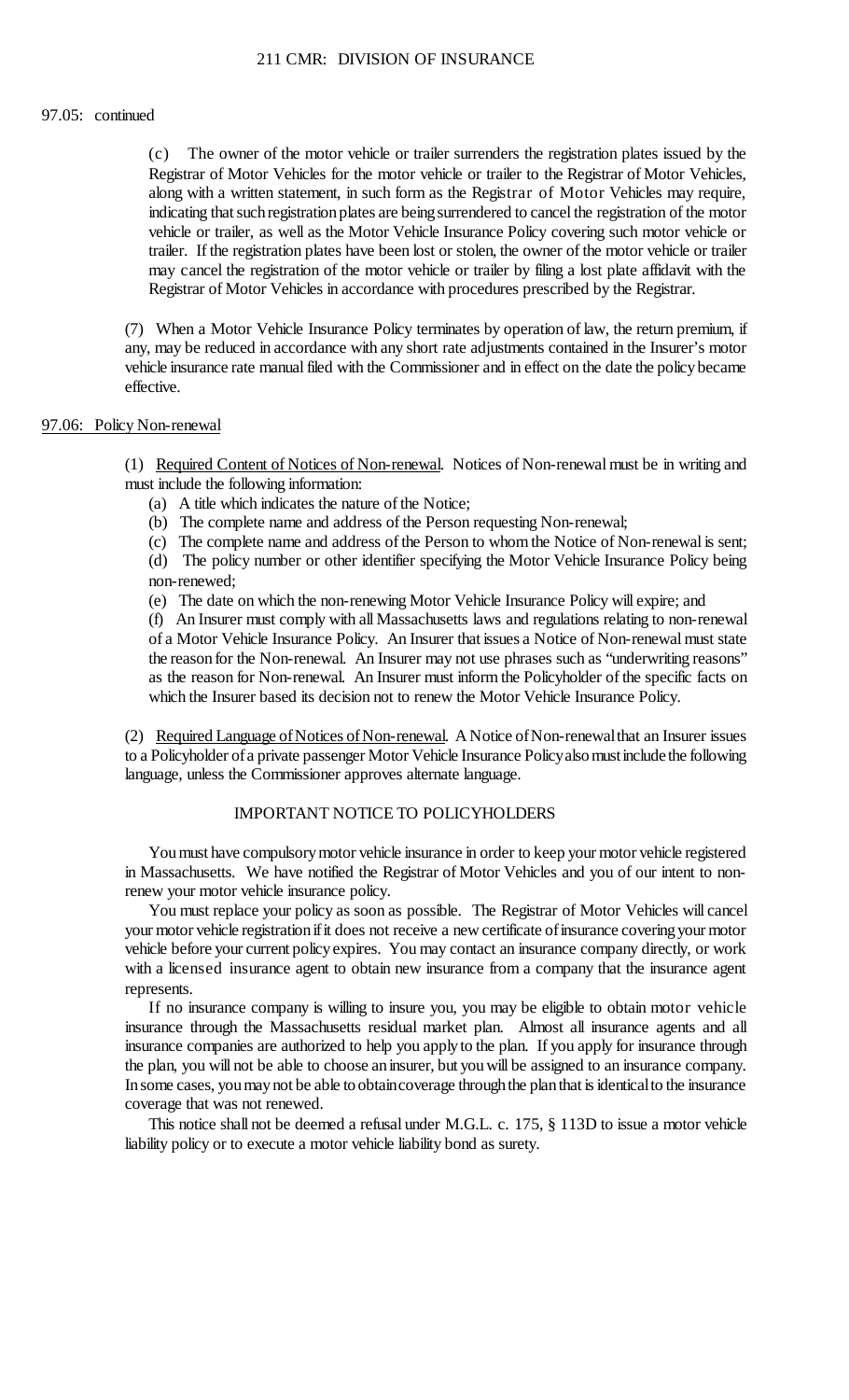97.05: continued

(c) The owner of the motor vehicle or trailer surrenders the registration plates issued by the Registrar of Motor Vehicles for the motor vehicle or trailer to the Registrar of Motor Vehicles, along with a written statement, in such form as the Registrar of Motor Vehicles may require, indicating that such registration plates are being surrendered to cancel the registration of the motor vehicle or trailer, as well as the Motor Vehicle Insurance Policy covering such motor vehicle or trailer. If the registration plates have been lost or stolen, the owner of the motor vehicle or trailer may cancel the registration of the motor vehicle or trailer by filing a lost plate affidavit with the Registrar of Motor Vehicles in accordance with procedures prescribed by the Registrar.

(7) When a Motor Vehicle Insurance Policy terminates by operation of law, the return premium, if any, may be reduced in accordance with any short rate adjustments contained in the Insurer's motor vehicle insurance rate manual filed with the Commissioner and in effect on the date the policy became effective.

## 97.06: Policy Non-renewal

(1) Required Content of Notices of Non-renewal. Notices of Non-renewal must be in writing and must include the following information:

(a) A title which indicates the nature of the Notice;

(b) The complete name and address of the Person requesting Non-renewal;

(c) The complete name and address of the Person to whom the Notice of Non-renewal is sent;

(d) The policy number or other identifier specifying the Motor Vehicle Insurance Policy being non-renewed;

(e) The date on which the non-renewing Motor Vehicle Insurance Policy will expire; and

(f) An Insurer must comply with all Massachusetts laws and regulations relating to non-renewal of a Motor Vehicle Insurance Policy. An Insurer that issues a Notice of Non-renewal must state the reason for the Non-renewal. An Insurer may not use phrases such as "underwriting reasons" as the reason for Non-renewal. An Insurer must inform the Policyholder of the specific facts on which the Insurer based its decision not to renew the Motor Vehicle Insurance Policy.

(2) Required Language of Notices of Non-renewal. A Notice of Non-renewal that an Insurer issues to a Policyholder of a private passenger Motor Vehicle Insurance Policy also must include the following language, unless the Commissioner approves alternate language.

IMPORTANT NOTICE TO POLICYHOLDERS

You must have compulsory motor vehicle insurance in order to keep your motor vehicle registered in Massachusetts. We have notified the Registrar of Motor Vehicles and you of our intent to non-renew your motor vehicle insurance policy.

You must replace your policy as soon as possible. The Registrar of Motor Vehicles will cancel your motor vehicle registration if it does not receive a new certificate of insurance covering your motor vehicle before your current policy expires. You may contact an insurance company directly, or work with a licensed insurance agent to obtain new insurance from a company that the insurance agent represents.

If no insurance company is willing to insure you, you may be eligible to obtain motor vehicle insurance through the Massachusetts residual market plan. Almost all insurance agents and all insurance companies are authorized to help you apply to the plan. If you apply for insurance through the plan, you will not be able to choose an insurer, but you will be assigned to an insurance company. In some cases, you may not be able to obtain coverage through the plan that is identical to the insurance coverage that was not renewed.

This notice shall not be deemed a refusal under M.G.L. c. 175, § 113D to issue a motor vehicle liability policy or to execute a motor vehicle liability bond as surety.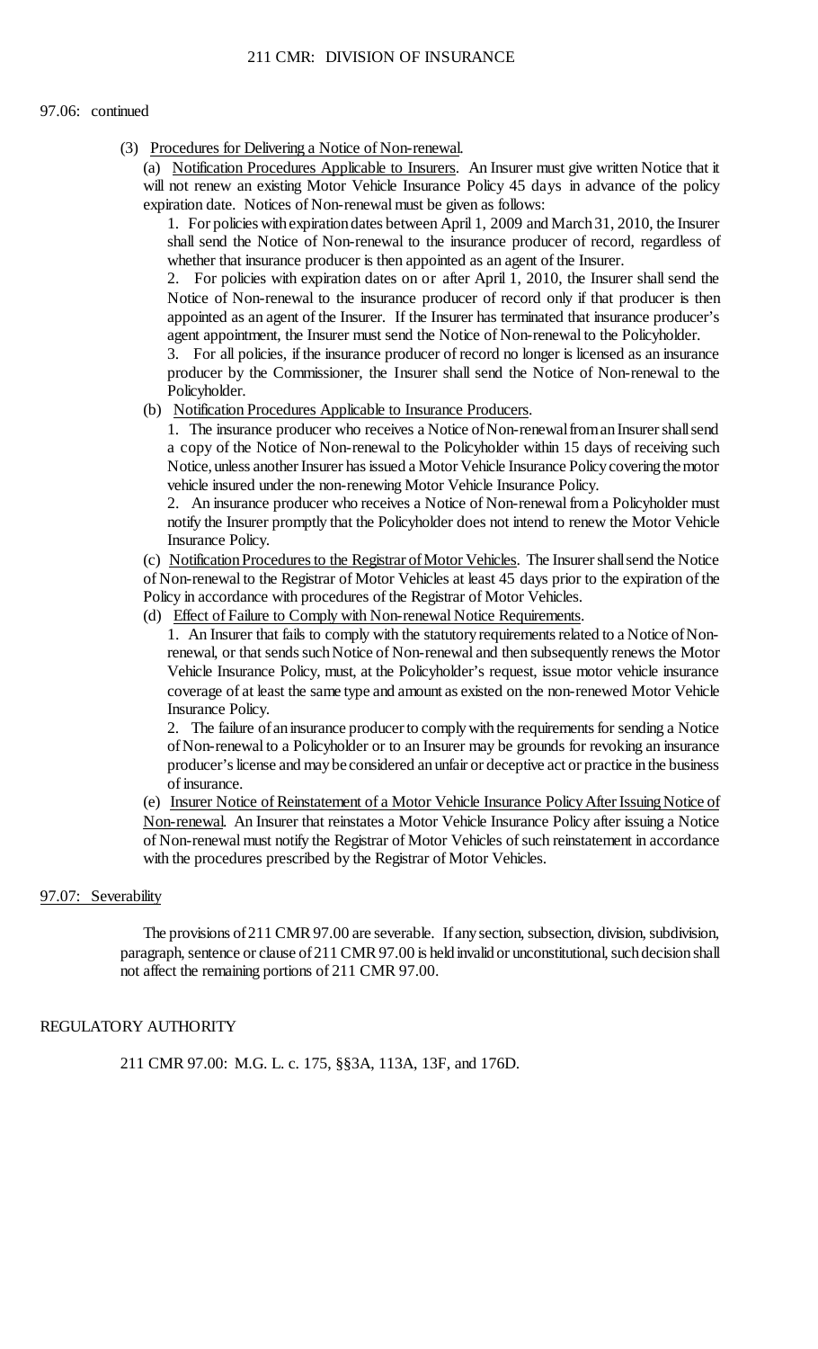97.06: continued

(3) Procedures for Delivering a Notice of Non-renewal.

(a) Notification Procedures Applicable to Insurers. An Insurer must give written Notice that it will not renew an existing Motor Vehicle Insurance Policy 45 days in advance of the policy expiration date. Notices of Non-renewal must be given as follows:

1. For policies with expiration dates between April 1, 2009 and March 31, 2010, the Insurer shall send the Notice of Non-renewal to the insurance producer of record, regardless of whether that insurance producer is then appointed as an agent of the Insurer.

2. For policies with expiration dates on or after April 1, 2010, the Insurer shall send the Notice of Non-renewal to the insurance producer of record only if that producer is then appointed as an agent of the Insurer. If the Insurer has terminated that insurance producer's agent appointment, the Insurer must send the Notice of Non-renewal to the Policyholder.

3. For all policies, if the insurance producer of record no longer is licensed as an insurance producer by the Commissioner, the Insurer shall send the Notice of Non-renewal to the Policyholder.

(b) Notification Procedures Applicable to Insurance Producers.

1. The insurance producer who receives a Notice of Non-renewal from an Insurer shall send a copy of the Notice of Non-renewal to the Policyholder within 15 days of receiving such Notice, unless another Insurer has issued a Motor Vehicle Insurance Policy covering the motor vehicle insured under the non-renewing Motor Vehicle Insurance Policy.

2. An insurance producer who receives a Notice of Non-renewal from a Policyholder must notify the Insurer promptly that the Policyholder does not intend to renew the Motor Vehicle Insurance Policy.

(c) Notification Procedures to the Registrar of Motor Vehicles. The Insurer shall send the Notice of Non-renewal to the Registrar of Motor Vehicles at least 45 days prior to the expiration of the Policy in accordance with procedures of the Registrar of Motor Vehicles.

(d) Effect of Failure to Comply with Non-renewal Notice Requirements.

1. An Insurer that fails to comply with the statutory requirements related to a Notice of Non-renewal, or that sends such Notice of Non-renewal and then subsequently renews the Motor Vehicle Insurance Policy, must, at the Policyholder's request, issue motor vehicle insurance coverage of at least the same type and amount as existed on the non-renewed Motor Vehicle Insurance Policy.

2. The failure of an insurance producer to comply with the requirements for sending a Notice of Non-renewal to a Policyholder or to an Insurer may be grounds for revoking an insurance producer's license and may be considered an unfair or deceptive act or practice in the business of insurance.

(e) Insurer Notice of Reinstatement of a Motor Vehicle Insurance Policy After Issuing Notice of Non-renewal. An Insurer that reinstates a Motor Vehicle Insurance Policy after issuing a Notice of Non-renewal must notify the Registrar of Motor Vehicles of such reinstatement in accordance with the procedures prescribed by the Registrar of Motor Vehicles.

## 97.07: Severability

The provisions of 211 CMR 97.00 are severable. If any section, subsection, division, subdivision, paragraph, sentence or clause of 211 CMR 97.00 is held invalid or unconstitutional, such decision shall not affect the remaining portions of 211 CMR 97.00.

## REGULATORY AUTHORITY

211 CMR 97.00: M.G. L. c. 175, §§3A, 113A, 13F, and 176D.